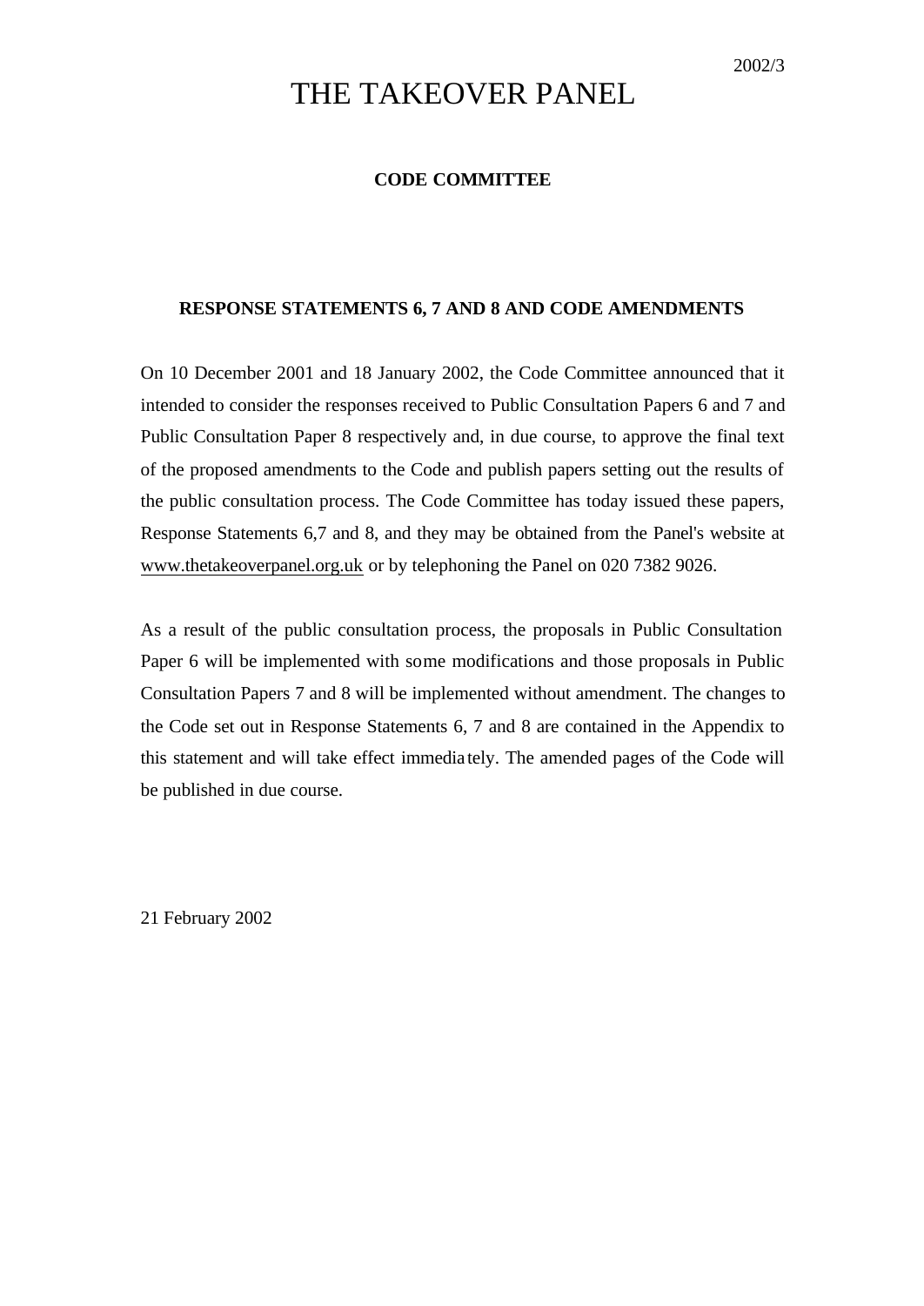2002/3

# THE TAKEOVER PANEL

**CODE COMMITTEE**

**RESPONSE STATEMENTS 6, 7 AND 8 AND CODE AMENDMENTS**

On 10 December 2001 and 18 January 2002, the Code Committee announced that it intended to consider the responses received to Public Consultation Papers 6 and 7 and Public Consultation Paper 8 respectively and, in due course, to approve the final text of the proposed amendments to the Code and publish papers setting out the results of the public consultation process. The Code Committee has today issued these papers, Response Statements 6,7 and 8, and they may be obtained from the Panel's website at www.thetakeoverpanel.org.uk or by telephoning the Panel on 020 7382 9026.

As a result of the public consultation process, the proposals in Public Consultation Paper 6 will be implemented with some modifications and those proposals in Public Consultation Papers 7 and 8 will be implemented without amendment. The changes to the Code set out in Response Statements 6, 7 and 8 are contained in the Appendix to this statement and will take effect immediately. The amended pages of the Code will be published in due course.

21 February 2002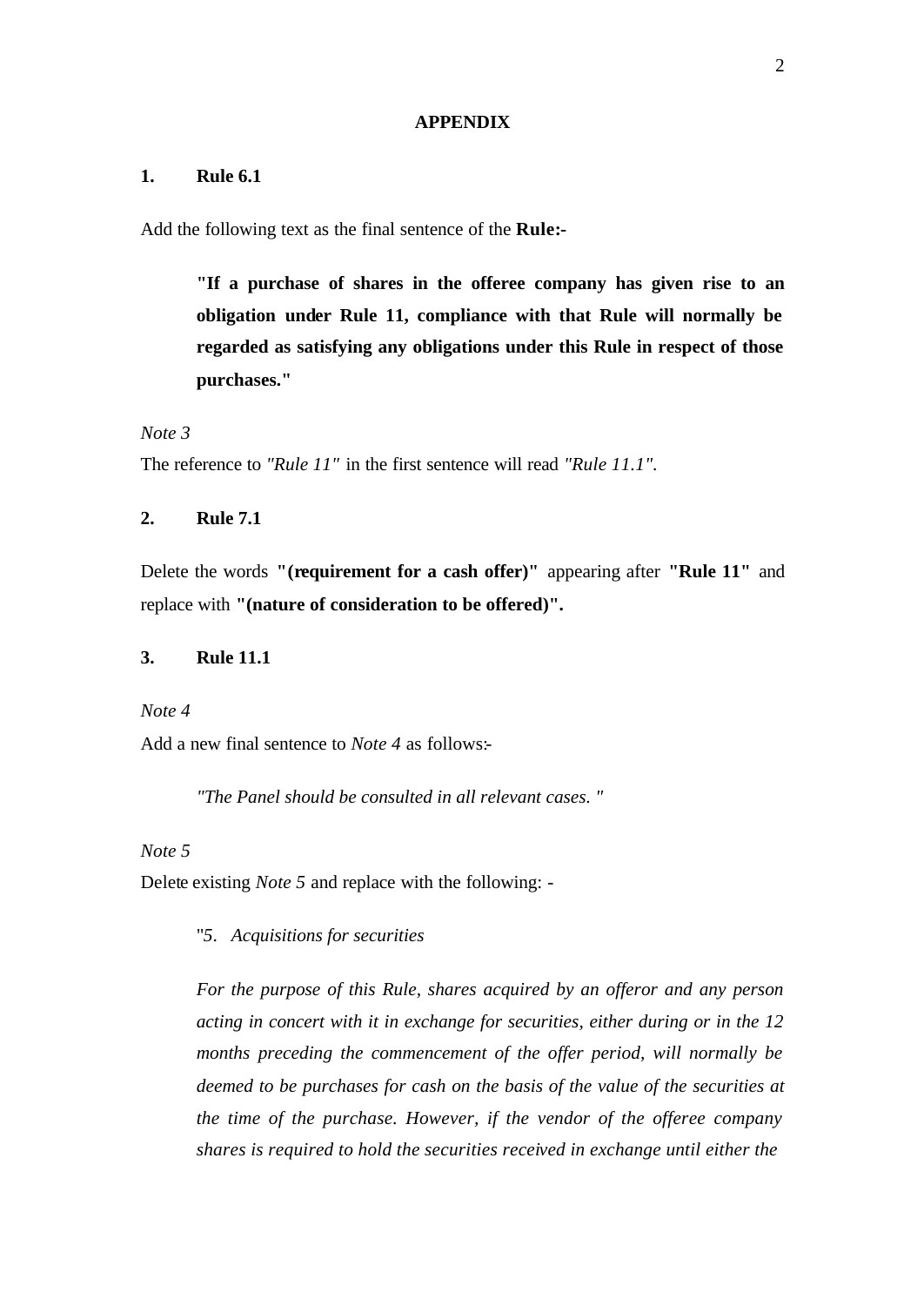## APPENDIX

### 1. Rule 6.1

Add the following text as the final sentence of the **Rule:-**

> **"If a purchase of shares in the offeree company has given rise to an obligation under Rule 11, compliance with that Rule will normally be regarded as satisfying any obligations under this Rule in respect of those purchases."**

*Note 3*

The reference to *"Rule 11"* in the first sentence will read *"Rule 11.1"*.

### 2. Rule 7.1

Delete the words **"(requirement for a cash offer)"** appearing after **"Rule 11"** and replace with **"(nature of consideration to be offered)".**

### 3. Rule 11.1

*Note 4*

Add a new final sentence to *Note 4* as follows:-

> *"The Panel should be consulted in all relevant cases. "*

*Note 5*

Delete existing *Note 5* and replace with the following: -

> "*5. Acquisitions for securities*
>
> *For the purpose of this Rule, shares acquired by an offeror and any person acting in concert with it in exchange for securities, either during or in the 12 months preceding the commencement of the offer period, will normally be deemed to be purchases for cash on the basis of the value of the securities at the time of the purchase. However, if the vendor of the offeree company shares is required to hold the securities received in exchange until either the*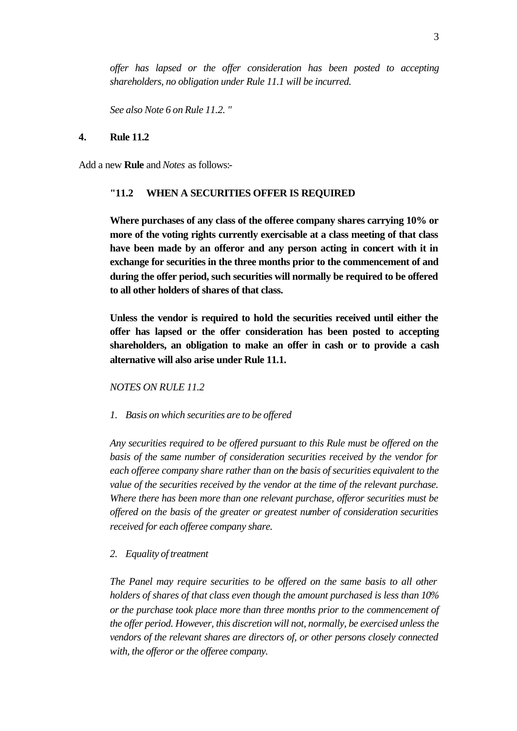*offer has lapsed or the offer consideration has been posted to accepting shareholders, no obligation under Rule 11.1 will be incurred.*

*See also Note 6 on Rule 11.2. "*

**4. Rule 11.2**

Add a new **Rule** and *Notes* as follows:-

**"11.2 WHEN A SECURITIES OFFER IS REQUIRED**

**Where purchases of any class of the offeree company shares carrying 10% or more of the voting rights currently exercisable at a class meeting of that class have been made by an offeror and any person acting in concert with it in exchange for securities in the three months prior to the commencement of and during the offer period, such securities will normally be required to be offered to all other holders of shares of that class.**

**Unless the vendor is required to hold the securities received until either the offer has lapsed or the offer consideration has been posted to accepting shareholders, an obligation to make an offer in cash or to provide a cash alternative will also arise under Rule 11.1.**

*NOTES ON RULE 11.2*

*1. Basis on which securities are to be offered*

*Any securities required to be offered pursuant to this Rule must be offered on the basis of the same number of consideration securities received by the vendor for each offeree company share rather than on the basis of securities equivalent to the value of the securities received by the vendor at the time of the relevant purchase. Where there has been more than one relevant purchase, offeror securities must be offered on the basis of the greater or greatest number of consideration securities received for each offeree company share.*

*2. Equality of treatment*

*The Panel may require securities to be offered on the same basis to all other holders of shares of that class even though the amount purchased is less than 10% or the purchase took place more than three months prior to the commencement of the offer period. However, this discretion will not, normally, be exercised unless the vendors of the relevant shares are directors of, or other persons closely connected with, the offeror or the offeree company.*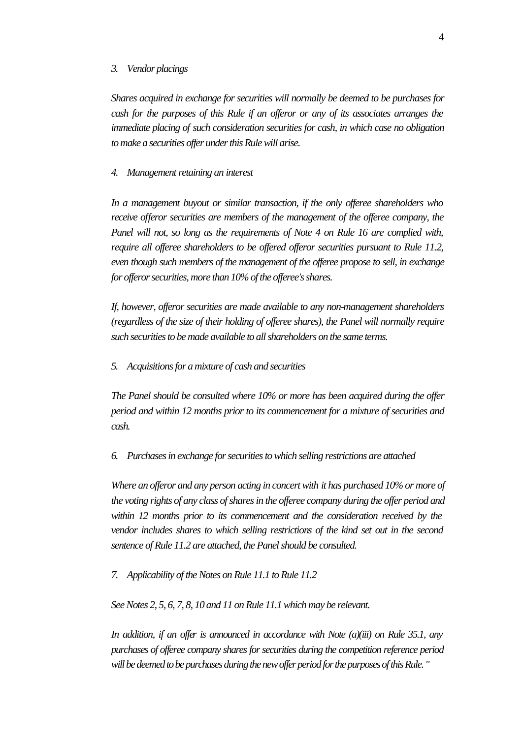*3. Vendor placings*

*Shares acquired in exchange for securities will normally be deemed to be purchases for cash for the purposes of this Rule if an offeror or any of its associates arranges the immediate placing of such consideration securities for cash, in which case no obligation to make a securities offer under this Rule will arise.*

*4. Management retaining an interest*

*In a management buyout or similar transaction, if the only offeree shareholders who receive offeror securities are members of the management of the offeree company, the Panel will not, so long as the requirements of Note 4 on Rule 16 are complied with, require all offeree shareholders to be offered offeror securities pursuant to Rule 11.2, even though such members of the management of the offeree propose to sell, in exchange for offeror securities, more than 10% of the offeree's shares.*

*If, however, offeror securities are made available to any non-management shareholders (regardless of the size of their holding of offeree shares), the Panel will normally require such securities to be made available to all shareholders on the same terms.*

*5. Acquisitions for a mixture of cash and securities*

*The Panel should be consulted where 10% or more has been acquired during the offer period and within 12 months prior to its commencement for a mixture of securities and cash.*

*6. Purchases in exchange for securities to which selling restrictions are attached*

*Where an offeror and any person acting in concert with it has purchased 10% or more of the voting rights of any class of shares in the offeree company during the offer period and within 12 months prior to its commencement and the consideration received by the vendor includes shares to which selling restrictions of the kind set out in the second sentence of Rule 11.2 are attached, the Panel should be consulted.*

*7. Applicability of the Notes on Rule 11.1 to Rule 11.2*

*See Notes 2, 5, 6, 7, 8, 10 and 11 on Rule 11.1 which may be relevant.*

*In addition, if an offer is announced in accordance with Note (a)(iii) on Rule 35.1, any purchases of offeree company shares for securities during the competition reference period will be deemed to be purchases during the new offer period for the purposes of this Rule."*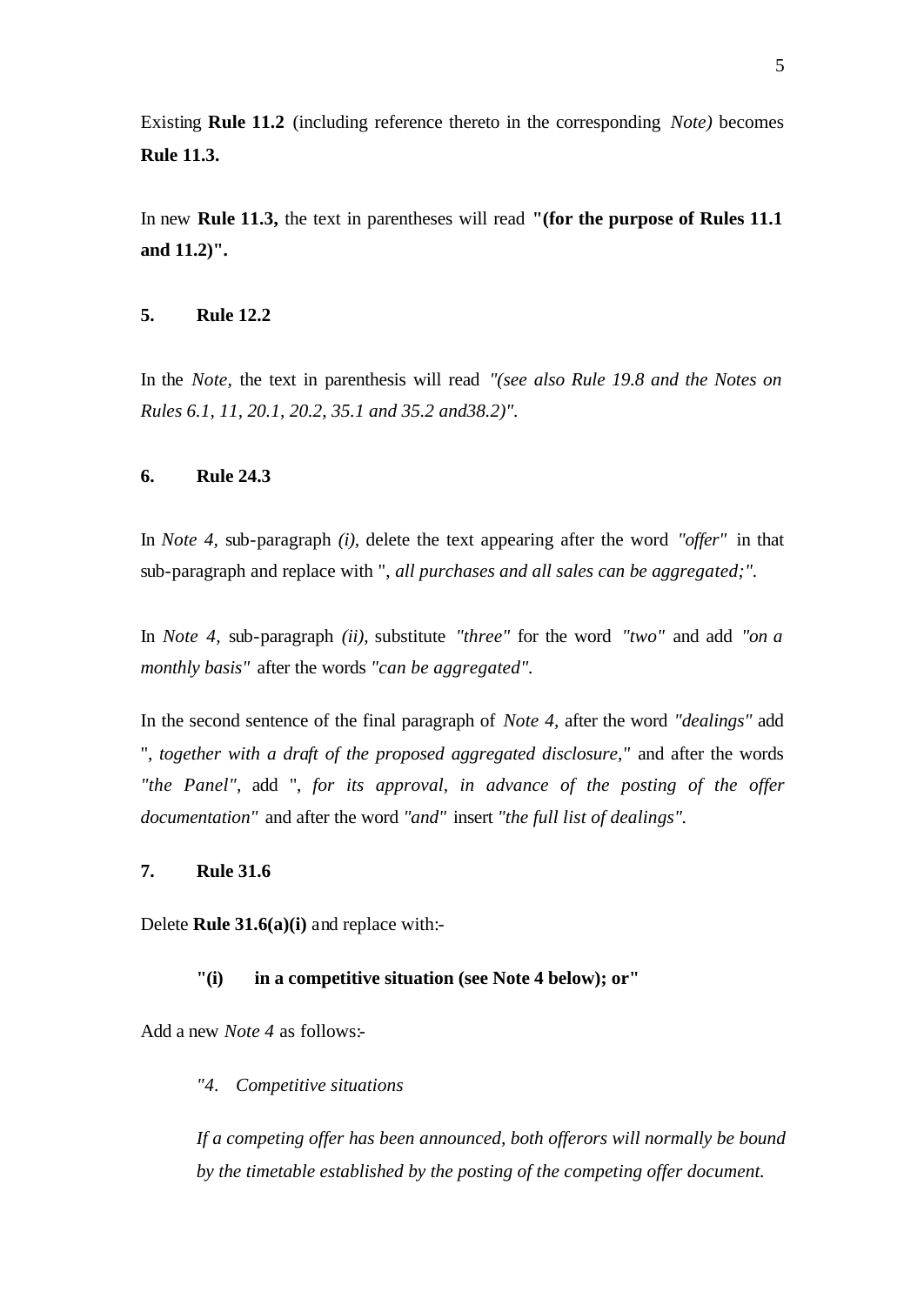Existing **Rule 11.2** (including reference thereto in the corresponding *Note)* becomes **Rule 11.3.**

In new **Rule 11.3,** the text in parentheses will read **"(for the purpose of Rules 11.1 and 11.2)".**

## 5. Rule 12.2

In the *Note,* the text in parenthesis will read *"(see also Rule 19.8 and the Notes on Rules 6.1, 11, 20.1, 20.2, 35.1 and 35.2 and38.2)".*

## 6. Rule 24.3

In *Note 4,* sub-paragraph *(i),* delete the text appearing after the word *"offer"* in that sub-paragraph and replace with "*, all purchases and all sales can be aggregated;".*

In *Note 4,* sub-paragraph *(ii),* substitute *"three"* for the word *"two"* and add *"on a monthly basis"* after the words *"can be aggregated".*

In the second sentence of the final paragraph of *Note 4,* after the word *"dealings"* add "*, together with a draft of the proposed aggregated disclosure,"* and after the words *"the Panel",* add "*, for its approval, in advance of the posting of the offer documentation"* and after the word *"and"* insert *"the full list of dealings".*

## 7. Rule 31.6

Delete **Rule 31.6(a)(i)** and replace with:-

> **"(i) in a competitive situation (see Note 4 below); or"**

Add a new *Note 4* as follows:-

> *"4. Competitive situations*
>
> *If a competing offer has been announced, both offerors will normally be bound by the timetable established by the posting of the competing offer document.*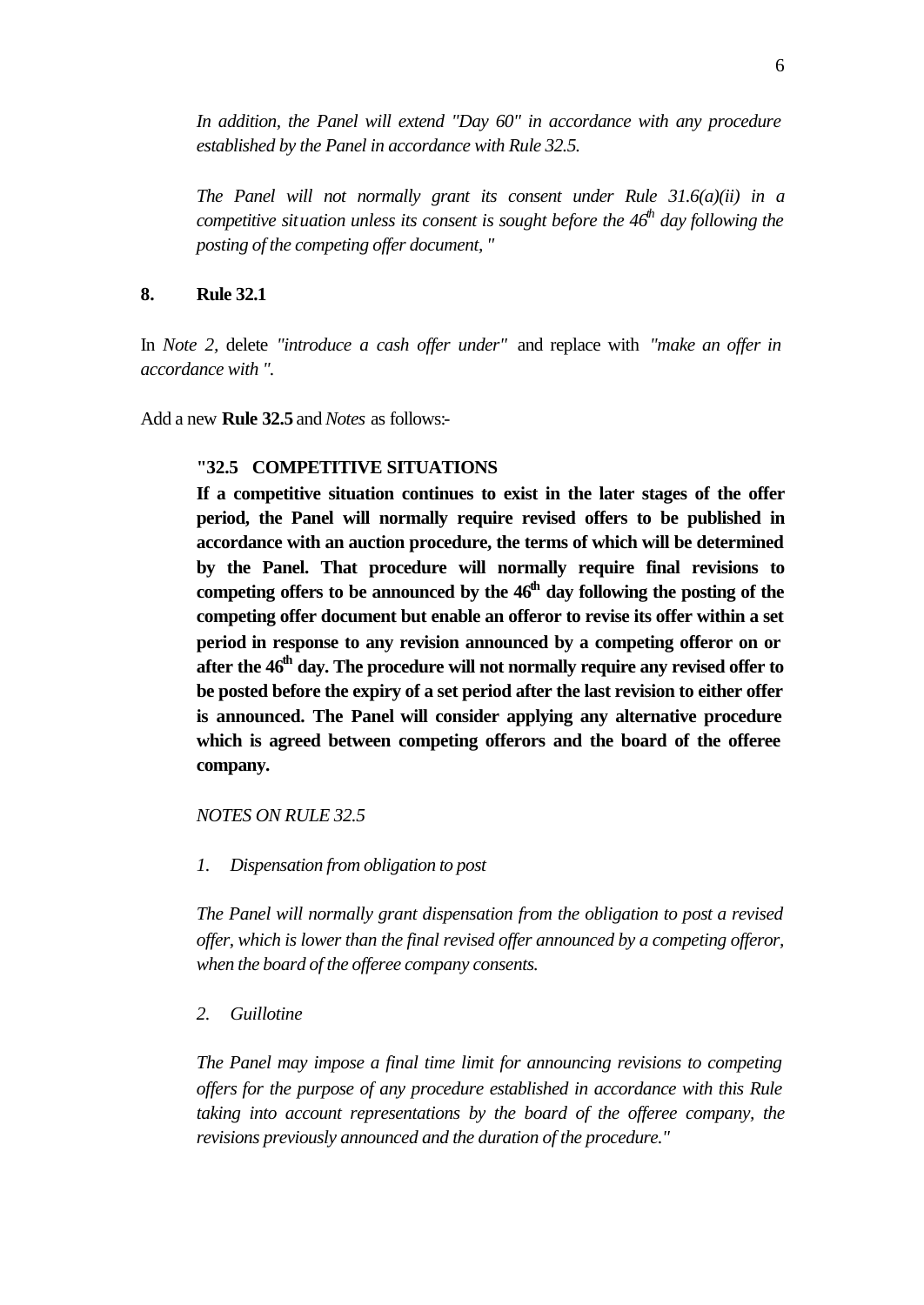*In addition, the Panel will extend "Day 60" in accordance with any procedure established by the Panel in accordance with Rule 32.5.*

*The Panel will not normally grant its consent under Rule 31.6(a)(ii) in a competitive situation unless its consent is sought before the 46th day following the posting of the competing offer document, "*

**8. Rule 32.1**

In *Note 2,* delete *"introduce a cash offer under"* and replace with *"make an offer in accordance with ".*

Add a new **Rule 32.5** and *Notes* as follows:-

**"32.5 COMPETITIVE SITUATIONS**

**If a competitive situation continues to exist in the later stages of the offer period, the Panel will normally require revised offers to be published in accordance with an auction procedure, the terms of which will be determined by the Panel. That procedure will normally require final revisions to competing offers to be announced by the 46th day following the posting of the competing offer document but enable an offeror to revise its offer within a set period in response to any revision announced by a competing offeror on or after the 46th day. The procedure will not normally require any revised offer to be posted before the expiry of a set period after the last revision to either offer is announced. The Panel will consider applying any alternative procedure which is agreed between competing offerors and the board of the offeree company.**

*NOTES ON RULE 32.5*

*1. Dispensation from obligation to post*

*The Panel will normally grant dispensation from the obligation to post a revised offer, which is lower than the final revised offer announced by a competing offeror, when the board of the offeree company consents.*

*2. Guillotine*

*The Panel may impose a final time limit for announcing revisions to competing offers for the purpose of any procedure established in accordance with this Rule taking into account representations by the board of the offeree company, the revisions previously announced and the duration of the procedure."*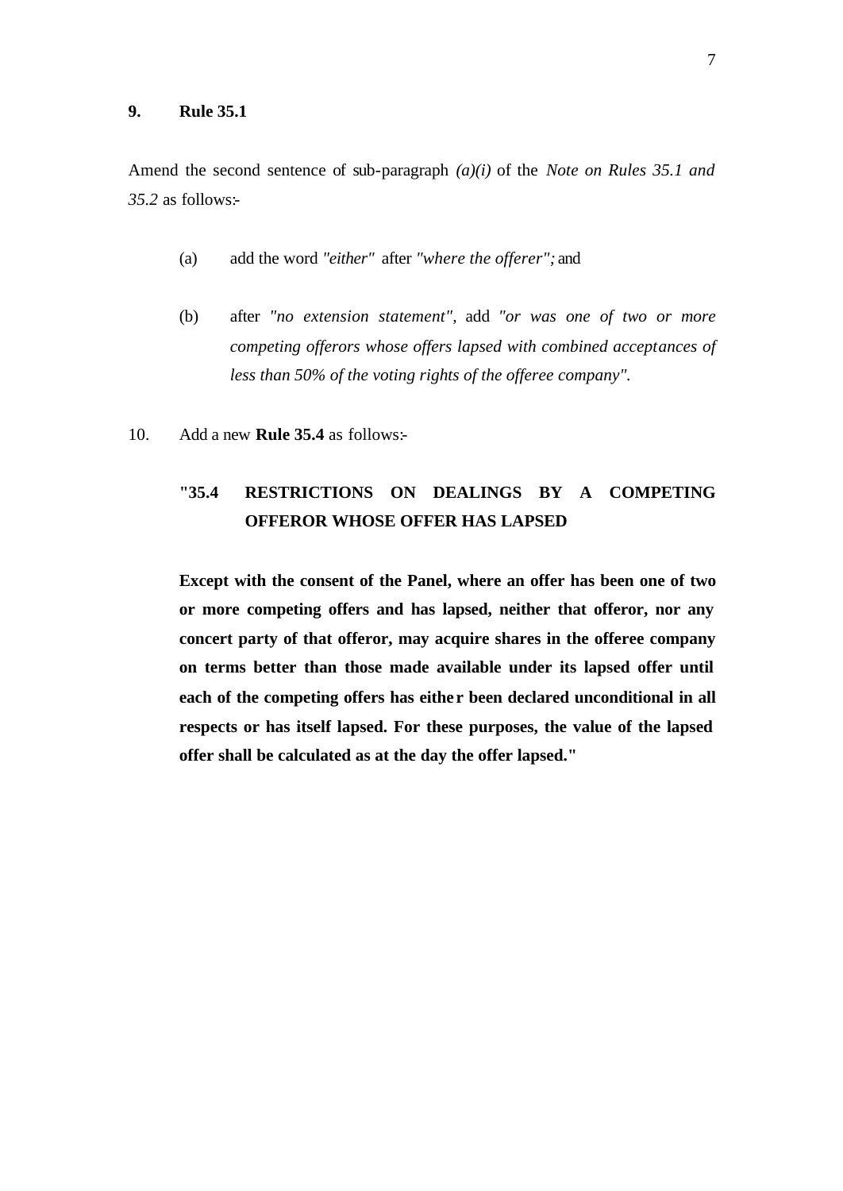**9. Rule 35.1**

Amend the second sentence of sub-paragraph *(a)(i)* of the *Note on Rules 35.1 and 35.2* as follows:-

(a) add the word *"either"* after *"where the offerer";* and

(b) after *"no extension statement",* add *"or was one of two or more competing offerors whose offers lapsed with combined acceptances of less than 50% of the voting rights of the offeree company".*

10. Add a new **Rule 35.4** as follows:-

**"35.4 RESTRICTIONS ON DEALINGS BY A COMPETING OFFEROR WHOSE OFFER HAS LAPSED**

**Except with the consent of the Panel, where an offer has been one of two or more competing offers and has lapsed, neither that offeror, nor any concert party of that offeror, may acquire shares in the offeree company on terms better than those made available under its lapsed offer until each of the competing offers has either been declared unconditional in all respects or has itself lapsed. For these purposes, the value of the lapsed offer shall be calculated as at the day the offer lapsed."**